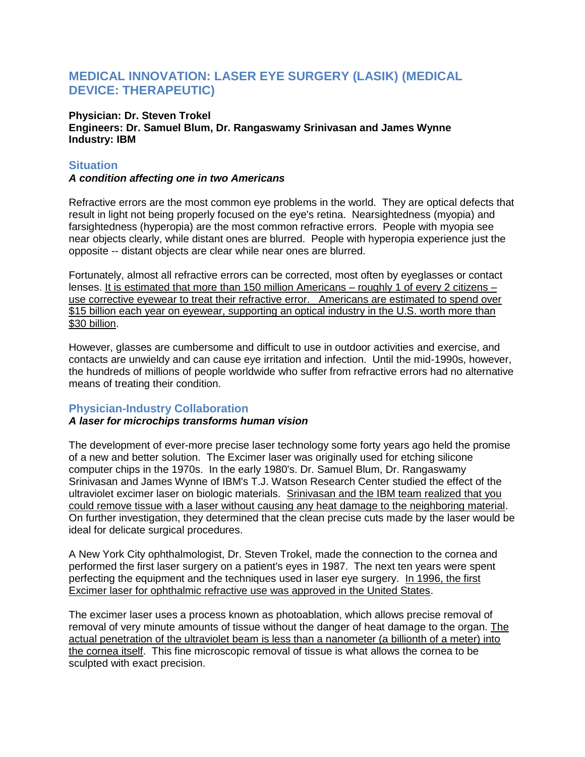# MEDICAL INNOVATION: LASER EYE SURGERY (LASIK) (MEDICAL DEVICE: THERAPEUTIC)

**Physician: Dr. Steven Trokel**
**Engineers: Dr. Samuel Blum, Dr. Rangaswamy Srinivasan and James Wynne**
**Industry: IBM**

## Situation

***A condition affecting one in two Americans***

Refractive errors are the most common eye problems in the world. They are optical defects that result in light not being properly focused on the eye's retina. Nearsightedness (myopia) and farsightedness (hyperopia) are the most common refractive errors. People with myopia see near objects clearly, while distant ones are blurred. People with hyperopia experience just the opposite -- distant objects are clear while near ones are blurred.

Fortunately, almost all refractive errors can be corrected, most often by eyeglasses or contact lenses. <u>It is estimated that more than 150 million Americans – roughly 1 of every 2 citizens – use corrective eyewear to treat their refractive error. Americans are estimated to spend over $15 billion each year on eyewear, supporting an optical industry in the U.S. worth more than $30 billion</u>.

However, glasses are cumbersome and difficult to use in outdoor activities and exercise, and contacts are unwieldy and can cause eye irritation and infection. Until the mid-1990s, however, the hundreds of millions of people worldwide who suffer from refractive errors had no alternative means of treating their condition.

## Physician-Industry Collaboration

***A laser for microchips transforms human vision***

The development of ever-more precise laser technology some forty years ago held the promise of a new and better solution. The Excimer laser was originally used for etching silicone computer chips in the 1970s. In the early 1980's. Dr. Samuel Blum, Dr. Rangaswamy Srinivasan and James Wynne of IBM's T.J. Watson Research Center studied the effect of the ultraviolet excimer laser on biologic materials. <u>Srinivasan and the IBM team realized that you could remove tissue with a laser without causing any heat damage to the neighboring material</u>. On further investigation, they determined that the clean precise cuts made by the laser would be ideal for delicate surgical procedures.

A New York City ophthalmologist, Dr. Steven Trokel, made the connection to the cornea and performed the first laser surgery on a patient's eyes in 1987. The next ten years were spent perfecting the equipment and the techniques used in laser eye surgery. <u>In 1996, the first Excimer laser for ophthalmic refractive use was approved in the United States</u>.

The excimer laser uses a process known as photoablation, which allows precise removal of removal of very minute amounts of tissue without the danger of heat damage to the organ. <u>The actual penetration of the ultraviolet beam is less than a nanometer (a billionth of a meter) into the cornea itself</u>. This fine microscopic removal of tissue is what allows the cornea to be sculpted with exact precision.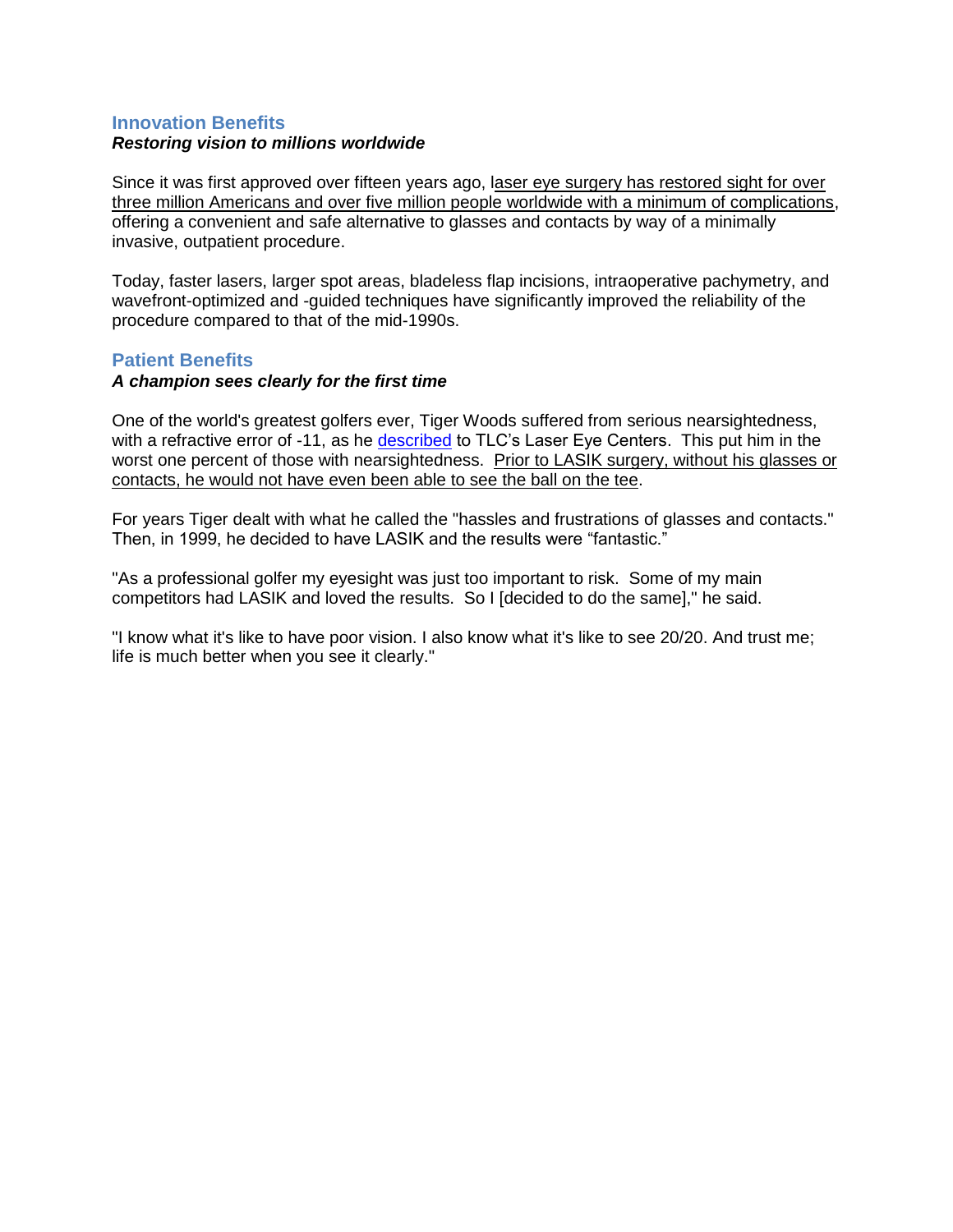## Innovation Benefits

***Restoring vision to millions worldwide***

Since it was first approved over fifteen years ago, laser eye surgery has restored sight for over three million Americans and over five million people worldwide with a minimum of complications, offering a convenient and safe alternative to glasses and contacts by way of a minimally invasive, outpatient procedure.

Today, faster lasers, larger spot areas, bladeless flap incisions, intraoperative pachymetry, and wavefront-optimized and -guided techniques have significantly improved the reliability of the procedure compared to that of the mid-1990s.

## Patient Benefits

***A champion sees clearly for the first time***

One of the world's greatest golfers ever, Tiger Woods suffered from serious nearsightedness, with a refractive error of -11, as he described to TLC's Laser Eye Centers. This put him in the worst one percent of those with nearsightedness. Prior to LASIK surgery, without his glasses or contacts, he would not have even been able to see the ball on the tee.

For years Tiger dealt with what he called the "hassles and frustrations of glasses and contacts." Then, in 1999, he decided to have LASIK and the results were "fantastic."

"As a professional golfer my eyesight was just too important to risk. Some of my main competitors had LASIK and loved the results. So I [decided to do the same]," he said.

"I know what it's like to have poor vision. I also know what it's like to see 20/20. And trust me; life is much better when you see it clearly."